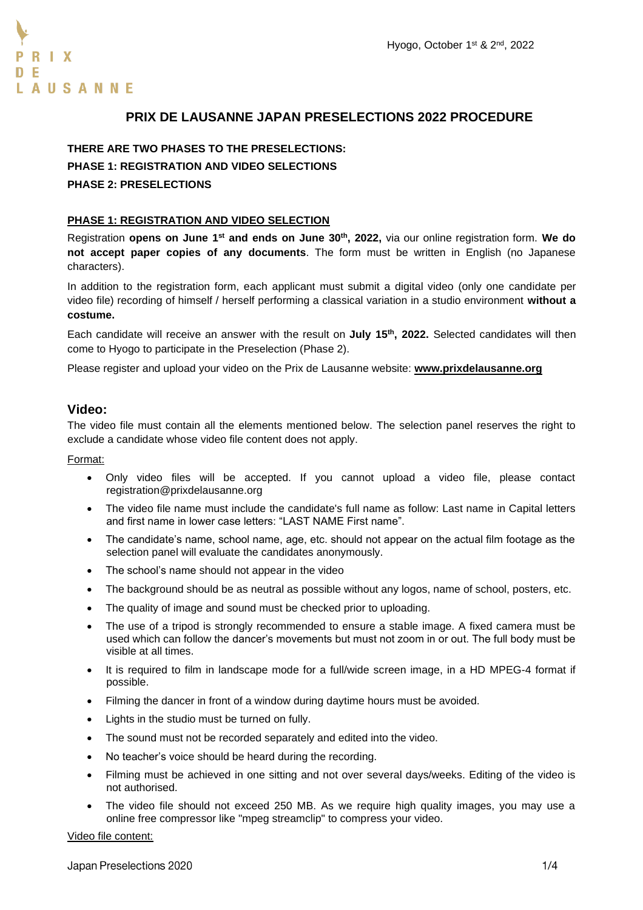PRIX DE LAUSANNE

Hyogo, October 1st & 2nd, 2022

# PRIX DE LAUSANNE JAPAN PRESELECTIONS 2022 PROCEDURE

**THERE ARE TWO PHASES TO THE PRESELECTIONS:**

**PHASE 1: REGISTRATION AND VIDEO SELECTIONS**

**PHASE 2: PRESELECTIONS**

## PHASE 1: REGISTRATION AND VIDEO SELECTION

Registration **opens on June 1st and ends on June 30th, 2022,** via our online registration form. **We do not accept paper copies of any documents**. The form must be written in English (no Japanese characters).

In addition to the registration form, each applicant must submit a digital video (only one candidate per video file) recording of himself / herself performing a classical variation in a studio environment **without a costume.**

Each candidate will receive an answer with the result on **July 15th, 2022.** Selected candidates will then come to Hyogo to participate in the Preselection (Phase 2).

Please register and upload your video on the Prix de Lausanne website: **www.prixdelausanne.org**

## Video:

The video file must contain all the elements mentioned below. The selection panel reserves the right to exclude a candidate whose video file content does not apply.

Format:

- Only video files will be accepted. If you cannot upload a video file, please contact registration@prixdelausanne.org
- The video file name must include the candidate's full name as follow: Last name in Capital letters and first name in lower case letters: "LAST NAME First name".
- The candidate's name, school name, age, etc. should not appear on the actual film footage as the selection panel will evaluate the candidates anonymously.
- The school's name should not appear in the video
- The background should be as neutral as possible without any logos, name of school, posters, etc.
- The quality of image and sound must be checked prior to uploading.
- The use of a tripod is strongly recommended to ensure a stable image. A fixed camera must be used which can follow the dancer's movements but must not zoom in or out. The full body must be visible at all times.
- It is required to film in landscape mode for a full/wide screen image, in a HD MPEG-4 format if possible.
- Filming the dancer in front of a window during daytime hours must be avoided.
- Lights in the studio must be turned on fully.
- The sound must not be recorded separately and edited into the video.
- No teacher's voice should be heard during the recording.
- Filming must be achieved in one sitting and not over several days/weeks. Editing of the video is not authorised.
- The video file should not exceed 250 MB. As we require high quality images, you may use a online free compressor like "mpeg streamclip" to compress your video.

Video file content: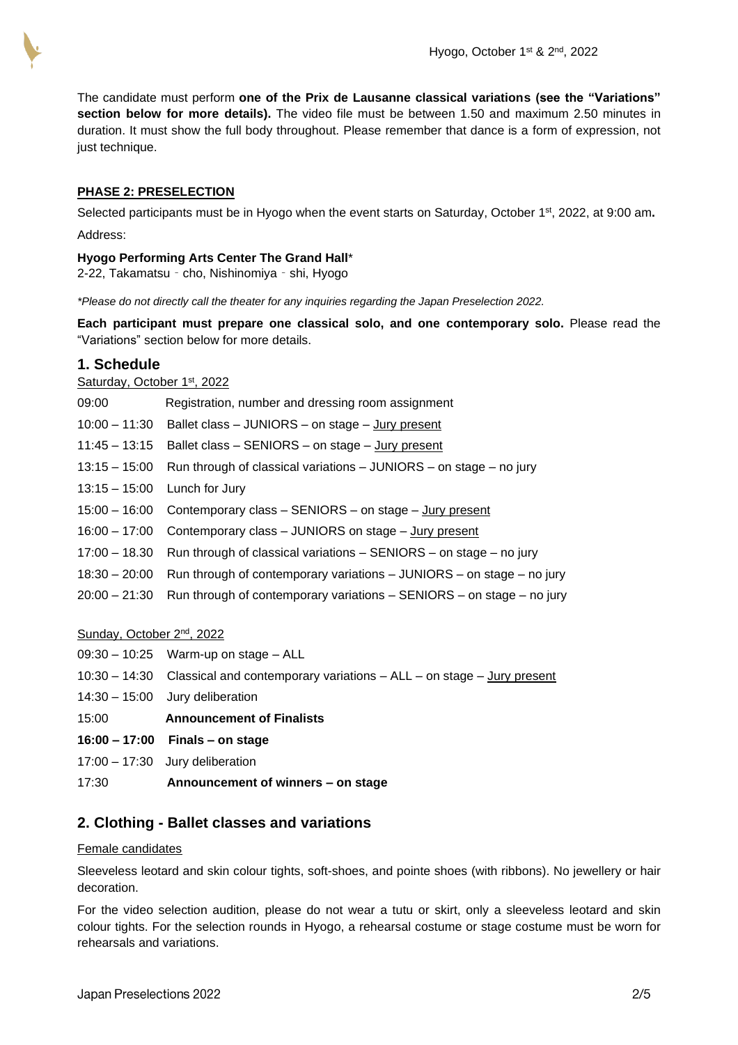Hyogo, October 1st & 2nd, 2022

The candidate must perform **one of the Prix de Lausanne classical variations (see the "Variations" section below for more details).** The video file must be between 1.50 and maximum 2.50 minutes in duration. It must show the full body throughout. Please remember that dance is a form of expression, not just technique.

**PHASE 2: PRESELECTION**

Selected participants must be in Hyogo when the event starts on Saturday, October 1st, 2022, at 9:00 am**.**

Address:

**Hyogo Performing Arts Center The Grand Hall***
2-22, Takamatsu‐cho, Nishinomiya‐shi, Hyogo

*\*Please do not directly call the theater for any inquiries regarding the Japan Preselection 2022.*

**Each participant must prepare one classical solo, and one contemporary solo.** Please read the "Variations" section below for more details.

## 1. Schedule

Saturday, October 1st, 2022

| | |
|---|---|
| 09:00 | Registration, number and dressing room assignment |
| 10:00 – 11:30 | Ballet class – JUNIORS – on stage – Jury present |
| 11:45 – 13:15 | Ballet class – SENIORS – on stage – Jury present |
| 13:15 – 15:00 | Run through of classical variations – JUNIORS – on stage – no jury |
| 13:15 – 15:00 | Lunch for Jury |
| 15:00 – 16:00 | Contemporary class – SENIORS – on stage – Jury present |
| 16:00 – 17:00 | Contemporary class – JUNIORS on stage – Jury present |
| 17:00 – 18.30 | Run through of classical variations – SENIORS – on stage – no jury |
| 18:30 – 20:00 | Run through of contemporary variations – JUNIORS – on stage – no jury |
| 20:00 – 21:30 | Run through of contemporary variations – SENIORS – on stage – no jury |

Sunday, October 2nd, 2022

| | |
|---|---|
| 09:30 – 10:25 | Warm-up on stage – ALL |
| 10:30 – 14:30 | Classical and contemporary variations – ALL – on stage – Jury present |
| 14:30 – 15:00 | Jury deliberation |
| 15:00 | **Announcement of Finalists** |
| **16:00 – 17:00** | **Finals – on stage** |
| 17:00 – 17:30 | Jury deliberation |
| 17:30 | **Announcement of winners – on stage** |

## 2. Clothing - Ballet classes and variations

Female candidates

Sleeveless leotard and skin colour tights, soft-shoes, and pointe shoes (with ribbons). No jewellery or hair decoration.

For the video selection audition, please do not wear a tutu or skirt, only a sleeveless leotard and skin colour tights. For the selection rounds in Hyogo, a rehearsal costume or stage costume must be worn for rehearsals and variations.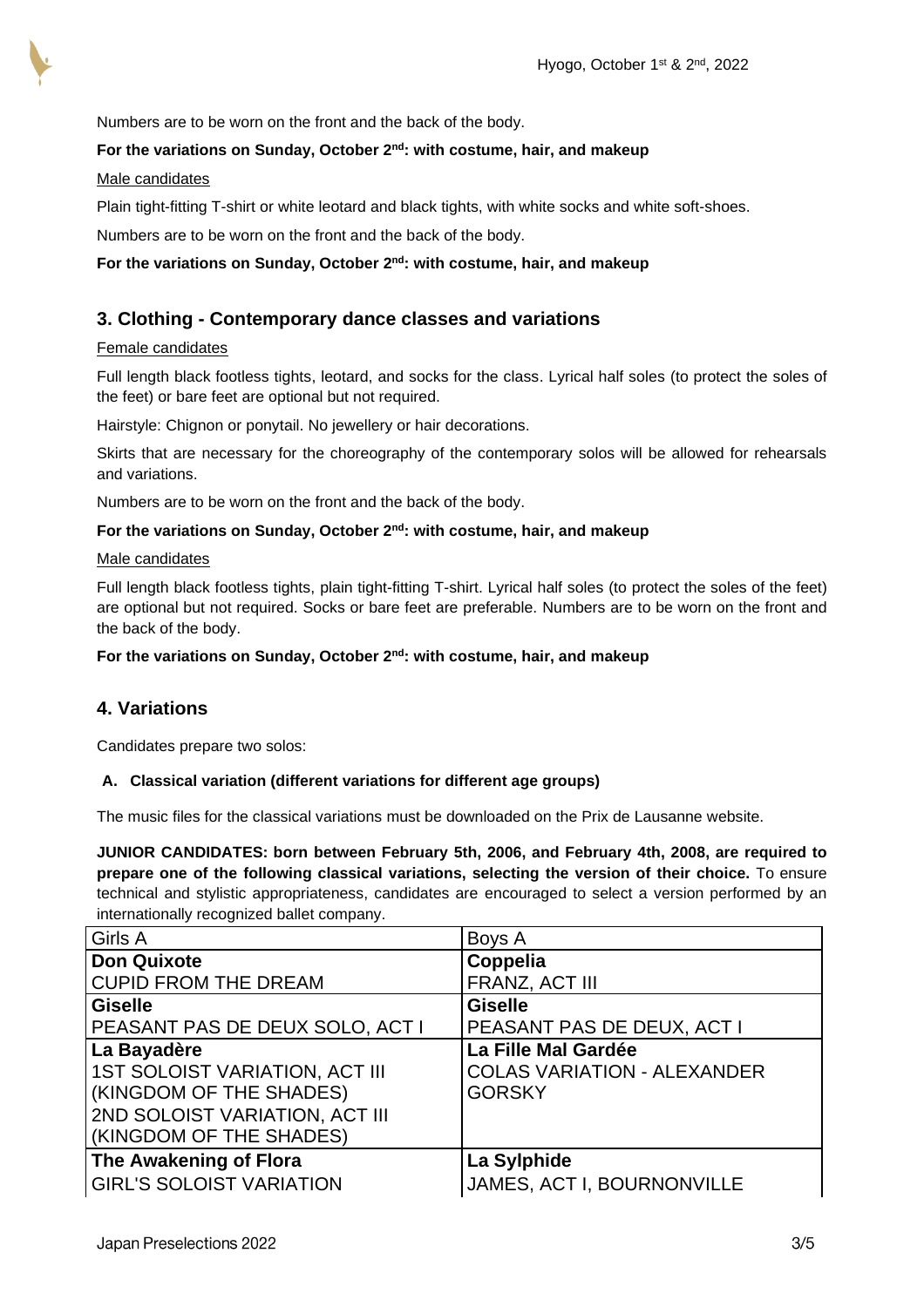Numbers are to be worn on the front and the back of the body.

**For the variations on Sunday, October 2nd: with costume, hair, and makeup**

Male candidates

Plain tight-fitting T-shirt or white leotard and black tights, with white socks and white soft-shoes.

Numbers are to be worn on the front and the back of the body.

**For the variations on Sunday, October 2nd: with costume, hair, and makeup**

## 3. Clothing - Contemporary dance classes and variations

Female candidates

Full length black footless tights, leotard, and socks for the class. Lyrical half soles (to protect the soles of the feet) or bare feet are optional but not required.

Hairstyle: Chignon or ponytail. No jewellery or hair decorations.

Skirts that are necessary for the choreography of the contemporary solos will be allowed for rehearsals and variations.

Numbers are to be worn on the front and the back of the body.

**For the variations on Sunday, October 2nd: with costume, hair, and makeup**

Male candidates

Full length black footless tights, plain tight-fitting T-shirt. Lyrical half soles (to protect the soles of the feet) are optional but not required. Socks or bare feet are preferable. Numbers are to be worn on the front and the back of the body.

**For the variations on Sunday, October 2nd: with costume, hair, and makeup**

## 4. Variations

Candidates prepare two solos:

### A. Classical variation (different variations for different age groups)

The music files for the classical variations must be downloaded on the Prix de Lausanne website.

**JUNIOR CANDIDATES: born between February 5th, 2006, and February 4th, 2008, are required to prepare one of the following classical variations, selecting the version of their choice.** To ensure technical and stylistic appropriateness, candidates are encouraged to select a version performed by an internationally recognized ballet company.

| Girls A | Boys A |
|---|---|
| **Don Quixote**<br>CUPID FROM THE DREAM | **Coppelia**<br>FRANZ, ACT III |
| **Giselle**<br>PEASANT PAS DE DEUX SOLO, ACT I | **Giselle**<br>PEASANT PAS DE DEUX, ACT I |
| **La Bayadère**<br>1ST SOLOIST VARIATION, ACT III (KINGDOM OF THE SHADES)<br>2ND SOLOIST VARIATION, ACT III (KINGDOM OF THE SHADES) | **La Fille Mal Gardée**<br>COLAS VARIATION - ALEXANDER GORSKY |
| **The Awakening of Flora**<br>GIRL'S SOLOIST VARIATION | **La Sylphide**<br>JAMES, ACT I, BOURNONVILLE |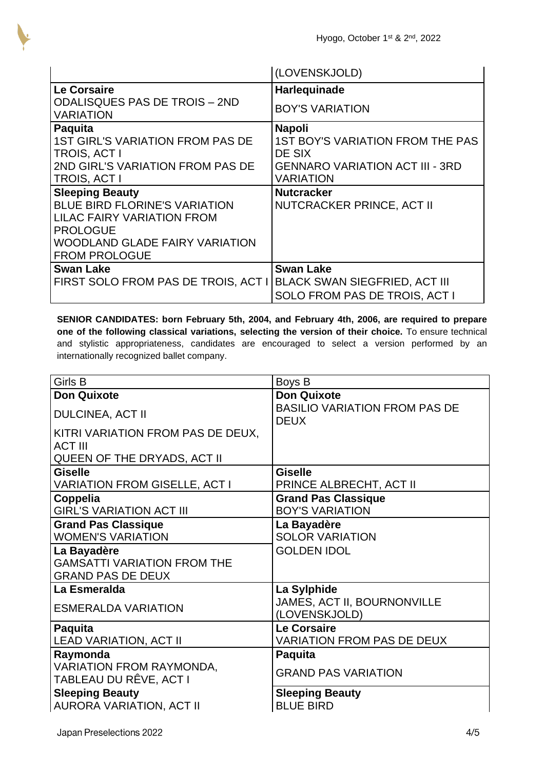| | (LOVENSKJOLD) |
|---|---|
| **Le Corsaire**<br>ODALISQUES PAS DE TROIS – 2ND VARIATION | **Harlequinade**<br>BOY'S VARIATION |
| **Paquita**<br>1ST GIRL'S VARIATION FROM PAS DE TROIS, ACT I<br>2ND GIRL'S VARIATION FROM PAS DE TROIS, ACT I | **Napoli**<br>1ST BOY'S VARIATION FROM THE PAS DE SIX<br>GENNARO VARIATION ACT III - 3RD VARIATION |
| **Sleeping Beauty**<br>BLUE BIRD FLORINE'S VARIATION<br>LILAC FAIRY VARIATION FROM PROLOGUE<br>WOODLAND GLADE FAIRY VARIATION FROM PROLOGUE | **Nutcracker**<br>NUTCRACKER PRINCE, ACT II |
| **Swan Lake**<br>FIRST SOLO FROM PAS DE TROIS, ACT I | **Swan Lake**<br>BLACK SWAN SIEGFRIED, ACT III<br>SOLO FROM PAS DE TROIS, ACT I |

**SENIOR CANDIDATES: born February 5th, 2004, and February 4th, 2006, are required to prepare one of the following classical variations, selecting the version of their choice.** To ensure technical and stylistic appropriateness, candidates are encouraged to select a version performed by an internationally recognized ballet company.

| Girls B | Boys B |
|---|---|
| **Don Quixote**<br>DULCINEA, ACT II<br>KITRI VARIATION FROM PAS DE DEUX, ACT III<br>QUEEN OF THE DRYADS, ACT II | **Don Quixote**<br>BASILIO VARIATION FROM PAS DE DEUX |
| **Giselle**<br>VARIATION FROM GISELLE, ACT I | **Giselle**<br>PRINCE ALBRECHT, ACT II |
| **Coppelia**<br>GIRL'S VARIATION ACT III | **Grand Pas Classique**<br>BOY'S VARIATION |
| **Grand Pas Classique**<br>WOMEN'S VARIATION | **La Bayadère**<br>SOLOR VARIATION<br>GOLDEN IDOL |
| **La Bayadère**<br>GAMSATTI VARIATION FROM THE GRAND PAS DE DEUX | |
| **La Esmeralda**<br>ESMERALDA VARIATION | **La Sylphide**<br>JAMES, ACT II, BOURNONVILLE (LOVENSKJOLD) |
| **Paquita**<br>LEAD VARIATION, ACT II | **Le Corsaire**<br>VARIATION FROM PAS DE DEUX |
| **Raymonda**<br>VARIATION FROM RAYMONDA, TABLEAU DU RÊVE, ACT I | **Paquita**<br>GRAND PAS VARIATION |
| **Sleeping Beauty**<br>AURORA VARIATION, ACT II | **Sleeping Beauty**<br>BLUE BIRD |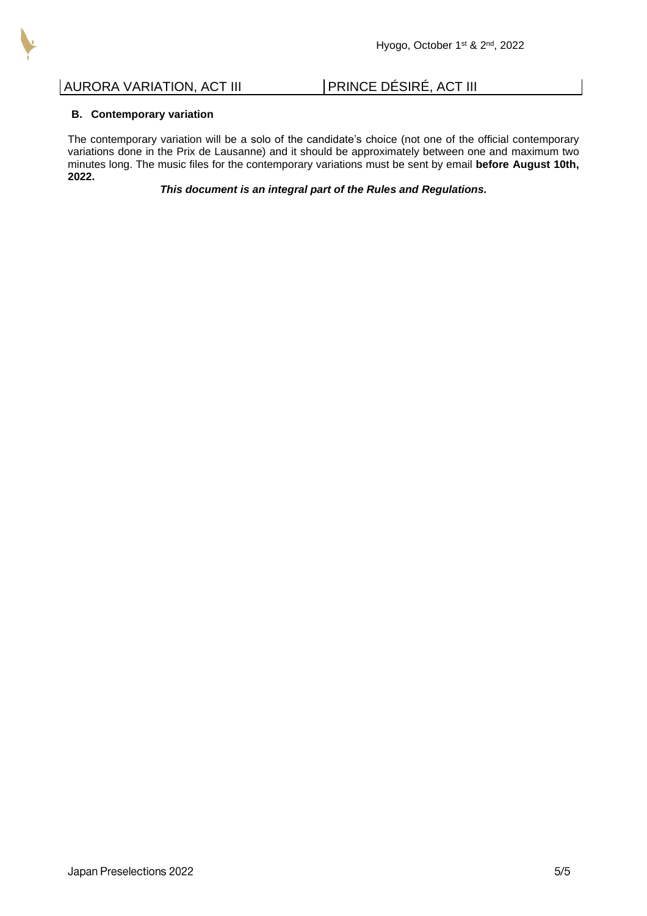| AURORA VARIATION, ACT III | PRINCE DÉSIRÉ, ACT III |
|---|---|

**B. Contemporary variation**

The contemporary variation will be a solo of the candidate's choice (not one of the official contemporary variations done in the Prix de Lausanne) and it should be approximately between one and maximum two minutes long. The music files for the contemporary variations must be sent by email **before August 10th, 2022.**

***This document is an integral part of the Rules and Regulations.***